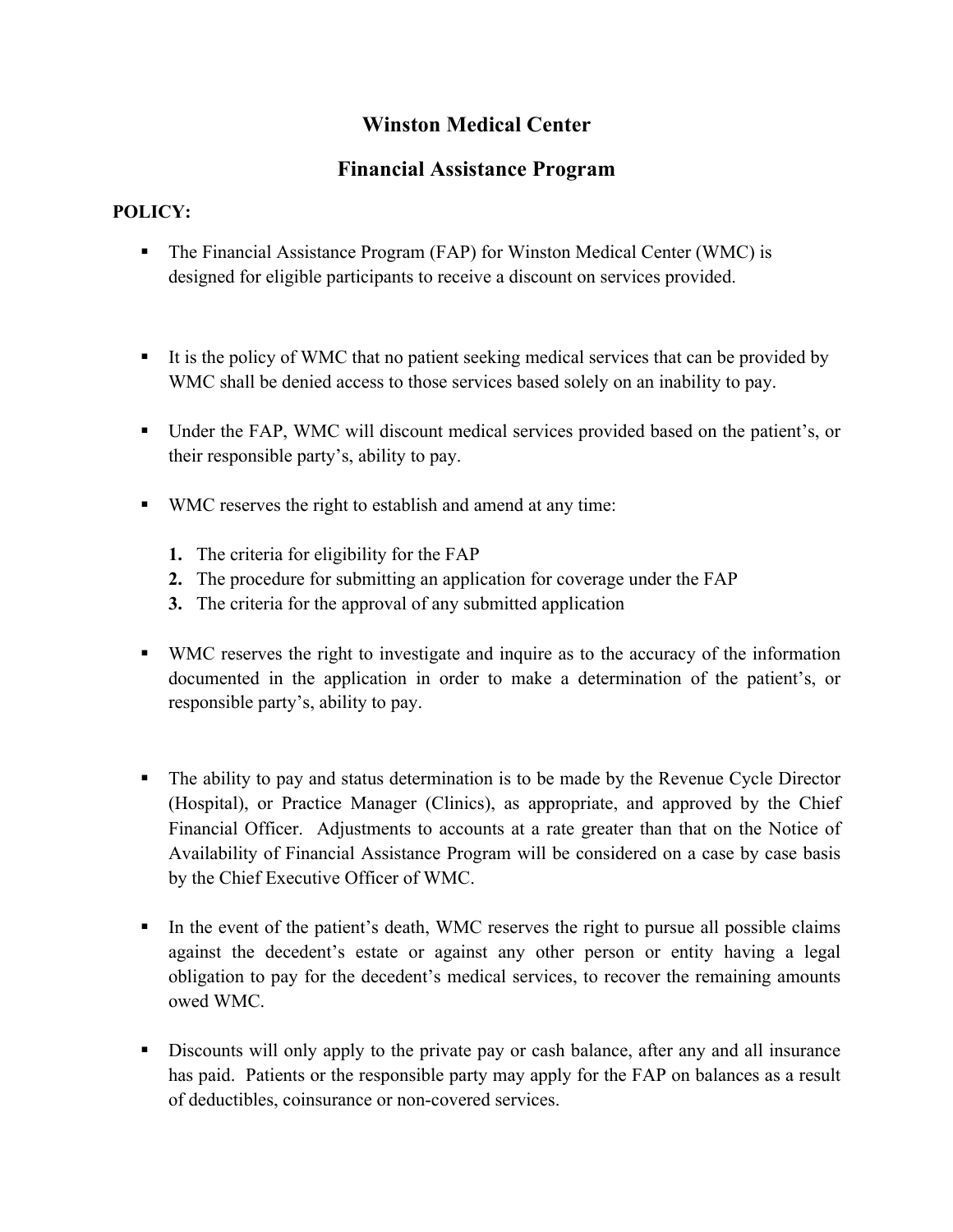# Winston Medical Center

## Financial Assistance Program

**POLICY:**

- The Financial Assistance Program (FAP) for Winston Medical Center (WMC) is designed for eligible participants to receive a discount on services provided.

- It is the policy of WMC that no patient seeking medical services that can be provided by WMC shall be denied access to those services based solely on an inability to pay.

- Under the FAP, WMC will discount medical services provided based on the patient's, or their responsible party's, ability to pay.

- WMC reserves the right to establish and amend at any time:

  **1.** The criteria for eligibility for the FAP
  **2.** The procedure for submitting an application for coverage under the FAP
  **3.** The criteria for the approval of any submitted application

- WMC reserves the right to investigate and inquire as to the accuracy of the information documented in the application in order to make a determination of the patient's, or responsible party's, ability to pay.

- The ability to pay and status determination is to be made by the Revenue Cycle Director (Hospital), or Practice Manager (Clinics), as appropriate, and approved by the Chief Financial Officer. Adjustments to accounts at a rate greater than that on the Notice of Availability of Financial Assistance Program will be considered on a case by case basis by the Chief Executive Officer of WMC.

- In the event of the patient's death, WMC reserves the right to pursue all possible claims against the decedent's estate or against any other person or entity having a legal obligation to pay for the decedent's medical services, to recover the remaining amounts owed WMC.

- Discounts will only apply to the private pay or cash balance, after any and all insurance has paid. Patients or the responsible party may apply for the FAP on balances as a result of deductibles, coinsurance or non-covered services.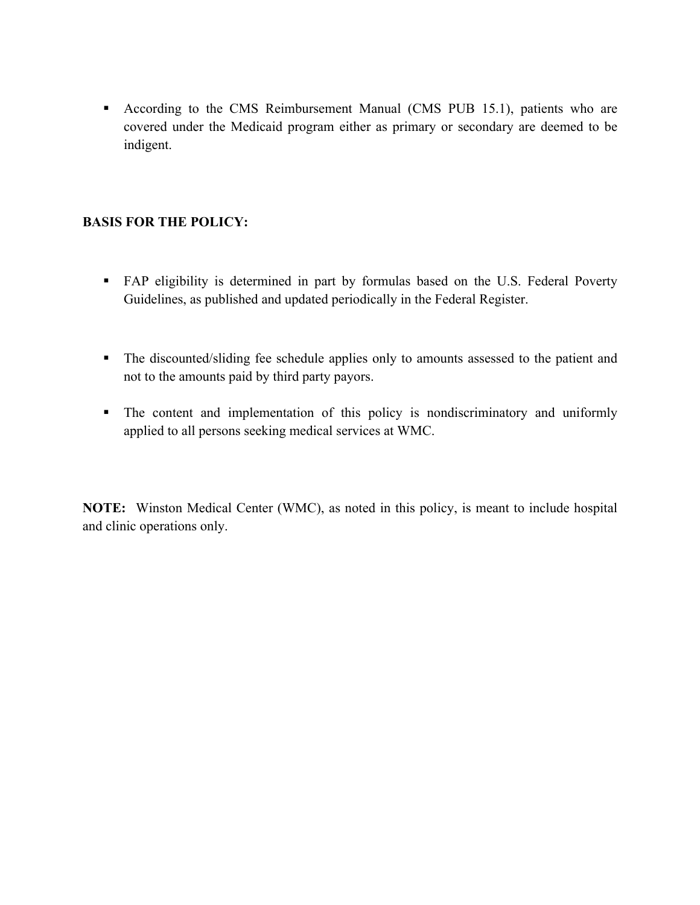- According to the CMS Reimbursement Manual (CMS PUB 15.1), patients who are covered under the Medicaid program either as primary or secondary are deemed to be indigent.

**BASIS FOR THE POLICY:**

- FAP eligibility is determined in part by formulas based on the U.S. Federal Poverty Guidelines, as published and updated periodically in the Federal Register.

- The discounted/sliding fee schedule applies only to amounts assessed to the patient and not to the amounts paid by third party payors.

- The content and implementation of this policy is nondiscriminatory and uniformly applied to all persons seeking medical services at WMC.

**NOTE:** Winston Medical Center (WMC), as noted in this policy, is meant to include hospital and clinic operations only.